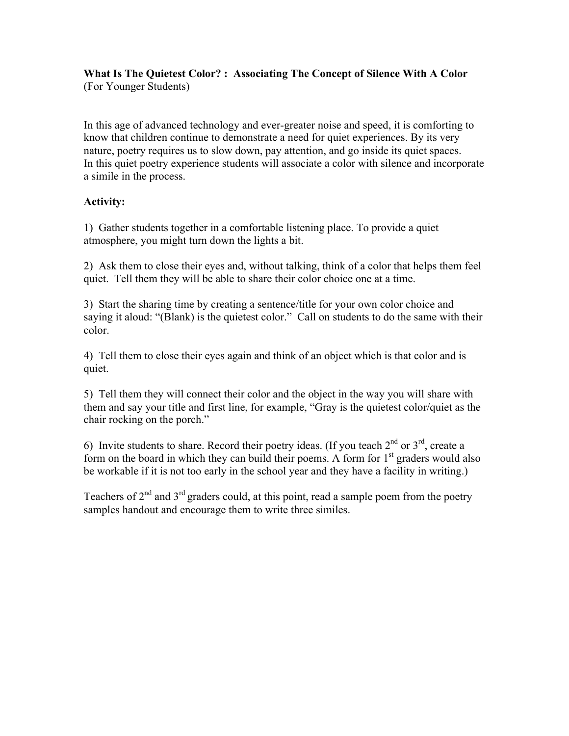**What Is The Quietest Color? : Associating The Concept of Silence With A Color**
(For Younger Students)

In this age of advanced technology and ever-greater noise and speed, it is comforting to know that children continue to demonstrate a need for quiet experiences. By its very nature, poetry requires us to slow down, pay attention, and go inside its quiet spaces. In this quiet poetry experience students will associate a color with silence and incorporate a simile in the process.

**Activity:**

1) Gather students together in a comfortable listening place. To provide a quiet atmosphere, you might turn down the lights a bit.

2) Ask them to close their eyes and, without talking, think of a color that helps them feel quiet. Tell them they will be able to share their color choice one at a time.

3) Start the sharing time by creating a sentence/title for your own color choice and saying it aloud: "(Blank) is the quietest color." Call on students to do the same with their color.

4) Tell them to close their eyes again and think of an object which is that color and is quiet.

5) Tell them they will connect their color and the object in the way you will share with them and say your title and first line, for example, "Gray is the quietest color/quiet as the chair rocking on the porch."

6) Invite students to share. Record their poetry ideas. (If you teach 2nd or 3rd, create a form on the board in which they can build their poems. A form for 1st graders would also be workable if it is not too early in the school year and they have a facility in writing.)

Teachers of 2nd and 3rd graders could, at this point, read a sample poem from the poetry samples handout and encourage them to write three similes.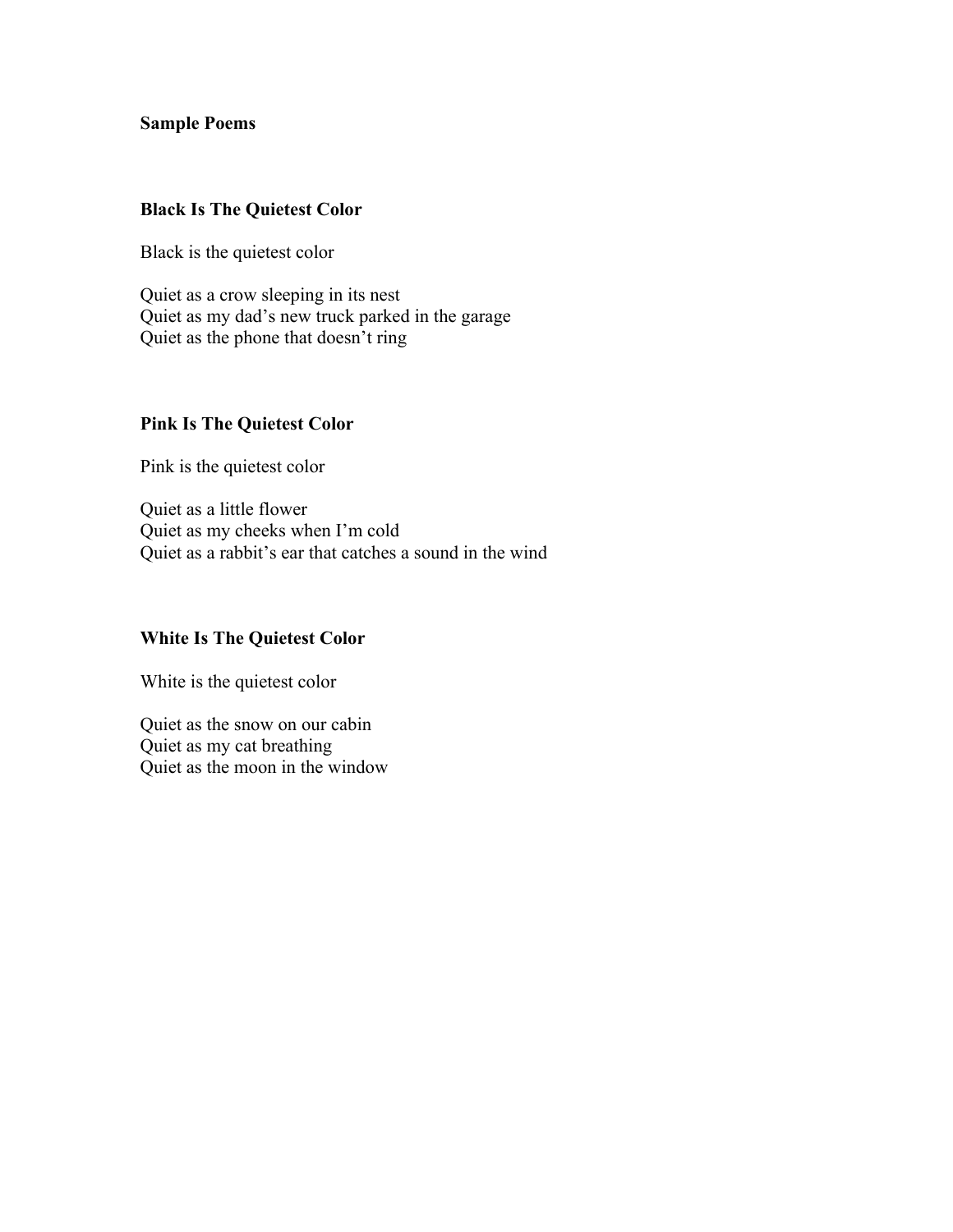**Sample Poems**

**Black Is The Quietest Color**

Black is the quietest color

Quiet as a crow sleeping in its nest
Quiet as my dad's new truck parked in the garage
Quiet as the phone that doesn't ring

**Pink Is The Quietest Color**

Pink is the quietest color

Quiet as a little flower
Quiet as my cheeks when I'm cold
Quiet as a rabbit's ear that catches a sound in the wind

**White Is The Quietest Color**

White is the quietest color

Quiet as the snow on our cabin
Quiet as my cat breathing
Quiet as the moon in the window